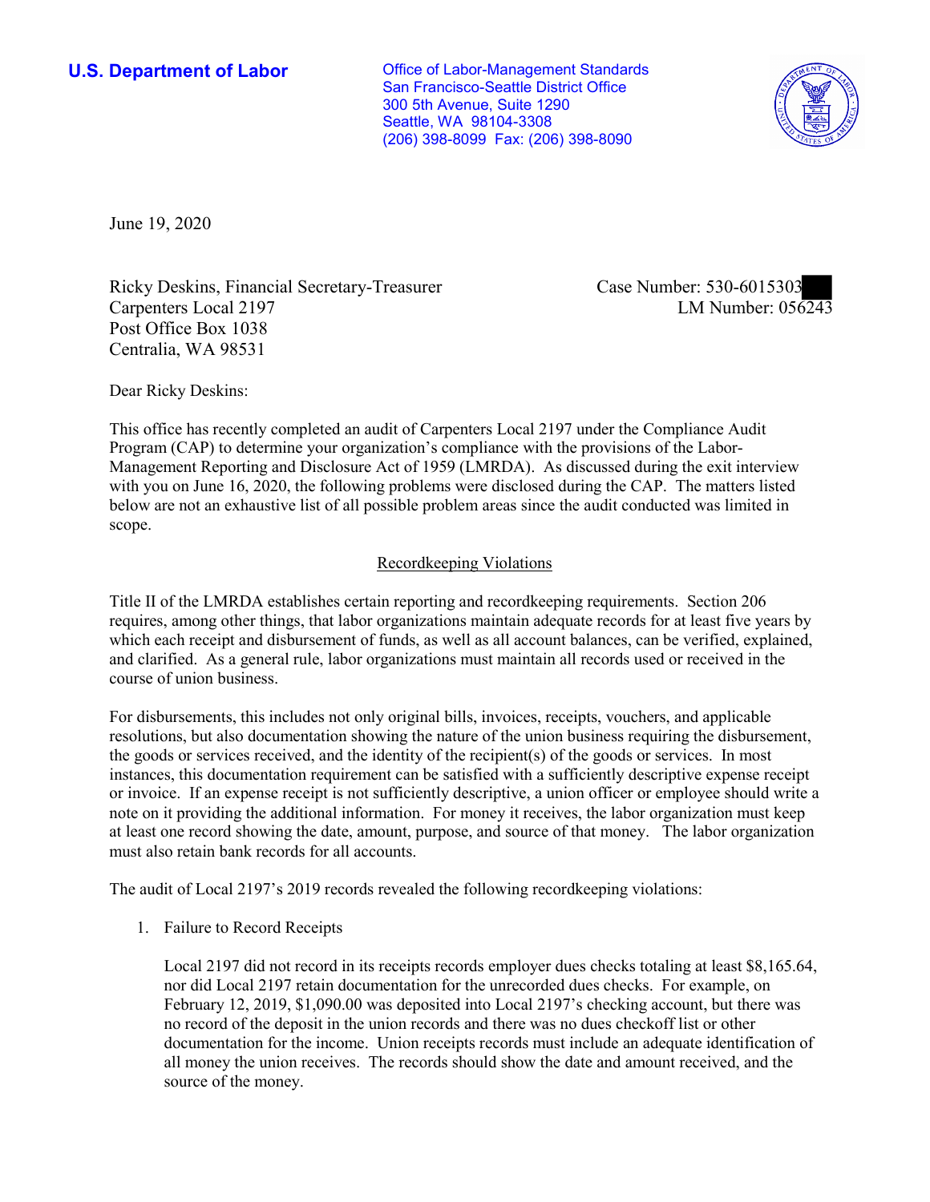**U.S. Department of Labor**

Office of Labor-Management Standards
San Francisco-Seattle District Office
300 5th Avenue, Suite 1290
Seattle, WA 98104-3308
(206) 398-8099 Fax: (206) 398-8090

June 19, 2020

Ricky Deskins, Financial Secretary-Treasurer
Carpenters Local 2197
Post Office Box 1038
Centralia, WA 98531

Case Number: 530-6015303
LM Number: 056243

Dear Ricky Deskins:

This office has recently completed an audit of Carpenters Local 2197 under the Compliance Audit Program (CAP) to determine your organization's compliance with the provisions of the Labor-Management Reporting and Disclosure Act of 1959 (LMRDA). As discussed during the exit interview with you on June 16, 2020, the following problems were disclosed during the CAP. The matters listed below are not an exhaustive list of all possible problem areas since the audit conducted was limited in scope.

## Recordkeeping Violations

Title II of the LMRDA establishes certain reporting and recordkeeping requirements. Section 206 requires, among other things, that labor organizations maintain adequate records for at least five years by which each receipt and disbursement of funds, as well as all account balances, can be verified, explained, and clarified. As a general rule, labor organizations must maintain all records used or received in the course of union business.

For disbursements, this includes not only original bills, invoices, receipts, vouchers, and applicable resolutions, but also documentation showing the nature of the union business requiring the disbursement, the goods or services received, and the identity of the recipient(s) of the goods or services. In most instances, this documentation requirement can be satisfied with a sufficiently descriptive expense receipt or invoice. If an expense receipt is not sufficiently descriptive, a union officer or employee should write a note on it providing the additional information. For money it receives, the labor organization must keep at least one record showing the date, amount, purpose, and source of that money. The labor organization must also retain bank records for all accounts.

The audit of Local 2197's 2019 records revealed the following recordkeeping violations:

1. Failure to Record Receipts

   Local 2197 did not record in its receipts records employer dues checks totaling at least $8,165.64, nor did Local 2197 retain documentation for the unrecorded dues checks. For example, on February 12, 2019, $1,090.00 was deposited into Local 2197's checking account, but there was no record of the deposit in the union records and there was no dues checkoff list or other documentation for the income. Union receipts records must include an adequate identification of all money the union receives. The records should show the date and amount received, and the source of the money.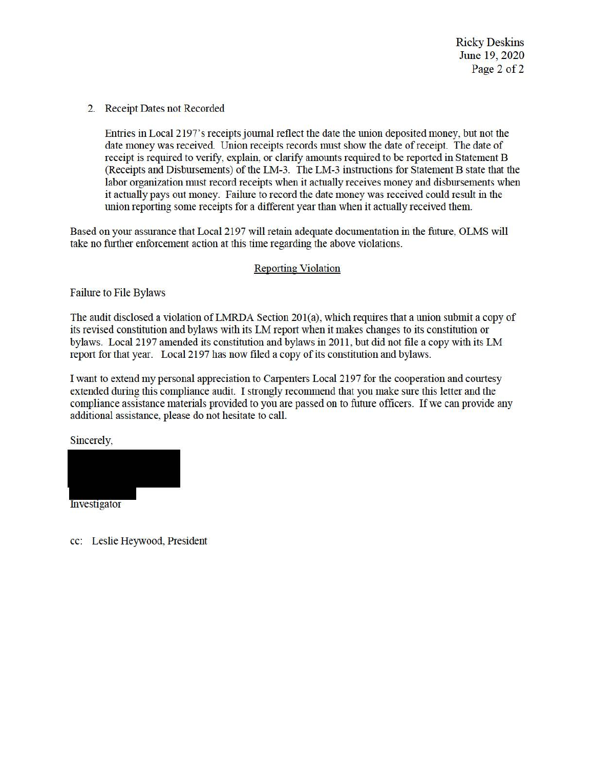2. Receipt Dates not Recorded

   Entries in Local 2197's receipts journal reflect the date the union deposited money, but not the date money was received. Union receipts records must show the date of receipt. The date of receipt is required to verify, explain, or clarify amounts required to be reported in Statement B (Receipts and Disbursements) of the LM-3. The LM-3 instructions for Statement B state that the labor organization must record receipts when it actually receives money and disbursements when it actually pays out money. Failure to record the date money was received could result in the union reporting some receipts for a different year than when it actually received them.

Based on your assurance that Local 2197 will retain adequate documentation in the future, OLMS will take no further enforcement action at this time regarding the above violations.

<u>Reporting Violation</u>

Failure to File Bylaws

The audit disclosed a violation of LMRDA Section 201(a), which requires that a union submit a copy of its revised constitution and bylaws with its LM report when it makes changes to its constitution or bylaws. Local 2197 amended its constitution and bylaws in 2011, but did not file a copy with its LM report for that year. Local 2197 has now filed a copy of its constitution and bylaws.

I want to extend my personal appreciation to Carpenters Local 2197 for the cooperation and courtesy extended during this compliance audit. I strongly recommend that you make sure this letter and the compliance assistance materials provided to you are passed on to future officers. If we can provide any additional assistance, please do not hesitate to call.

Sincerely,

Investigator

cc: Leslie Heywood, President